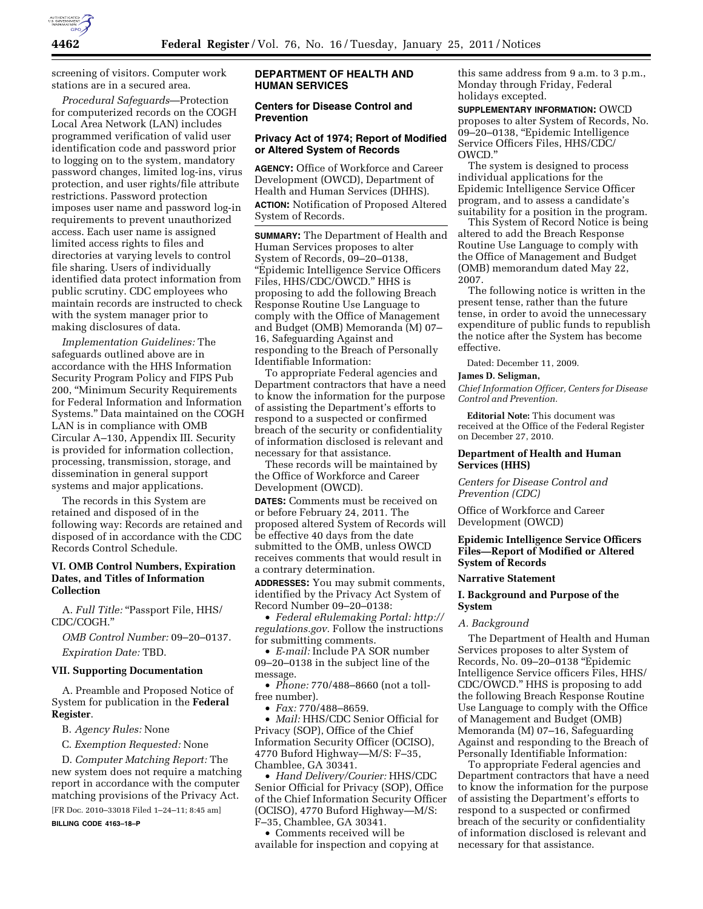screening of visitors. Computer work stations are in a secured area.

*Procedural Safeguards*—Protection for computerized records on the COGH Local Area Network (LAN) includes programmed verification of valid user identification code and password prior to logging on to the system, mandatory password changes, limited log-ins, virus protection, and user rights/file attribute restrictions. Password protection imposes user name and password log-in requirements to prevent unauthorized access. Each user name is assigned limited access rights to files and directories at varying levels to control file sharing. Users of individually identified data protect information from public scrutiny. CDC employees who maintain records are instructed to check with the system manager prior to making disclosures of data.

*Implementation Guidelines:* The safeguards outlined above are in accordance with the HHS Information Security Program Policy and FIPS Pub 200, "Minimum Security Requirements for Federal Information and Information Systems." Data maintained on the COGH LAN is in compliance with OMB Circular A–130, Appendix III. Security is provided for information collection, processing, transmission, storage, and dissemination in general support systems and major applications.

The records in this System are retained and disposed of in the following way: Records are retained and disposed of in accordance with the CDC Records Control Schedule.

### VI. OMB Control Numbers, Expiration Dates, and Titles of Information Collection

A. *Full Title:* "Passport File, HHS/CDC/COGH."

*OMB Control Number:* 09–20–0137.

*Expiration Date:* TBD.

### VII. Supporting Documentation

A. Preamble and Proposed Notice of System for publication in the **Federal Register**.

B. *Agency Rules:* None

C. *Exemption Requested:* None

D. *Computer Matching Report:* The new system does not require a matching report in accordance with the computer matching provisions of the Privacy Act.

[FR Doc. 2010–33018 Filed 1–24–11; 8:45 am]

**BILLING CODE 4163–18–P**

## DEPARTMENT OF HEALTH AND HUMAN SERVICES

### Centers for Disease Control and Prevention

### Privacy Act of 1974; Report of Modified or Altered System of Records

**AGENCY:** Office of Workforce and Career Development (OWCD), Department of Health and Human Services (DHHS).

**ACTION:** Notification of Proposed Altered System of Records.

**SUMMARY:** The Department of Health and Human Services proposes to alter System of Records, 09–20–0138, "Epidemic Intelligence Service Officers Files, HHS/CDC/OWCD." HHS is proposing to add the following Breach Response Routine Use Language to comply with the Office of Management and Budget (OMB) Memoranda (M) 07–16, Safeguarding Against and responding to the Breach of Personally Identifiable Information:

To appropriate Federal agencies and Department contractors that have a need to know the information for the purpose of assisting the Department's efforts to respond to a suspected or confirmed breach of the security or confidentiality of information disclosed is relevant and necessary for that assistance.

These records will be maintained by the Office of Workforce and Career Development (OWCD).

**DATES:** Comments must be received on or before February 24, 2011. The proposed altered System of Records will be effective 40 days from the date submitted to the OMB, unless OWCD receives comments that would result in a contrary determination.

**ADDRESSES:** You may submit comments, identified by the Privacy Act System of Record Number 09–20–0138:

- *Federal eRulemaking Portal: http://regulations.gov.* Follow the instructions for submitting comments.
- *E-mail:* Include PA SOR number 09–20–0138 in the subject line of the message.
- *Phone:* 770/488–8660 (not a toll-free number).
- *Fax:* 770/488–8659.
- *Mail:* HHS/CDC Senior Official for Privacy (SOP), Office of the Chief Information Security Officer (OCISO), 4770 Buford Highway—M/S: F–35, Chamblee, GA 30341.
- *Hand Delivery/Courier:* HHS/CDC Senior Official for Privacy (SOP), Office of the Chief Information Security Officer (OCISO), 4770 Buford Highway—M/S: F–35, Chamblee, GA 30341.
- Comments received will be available for inspection and copying at this same address from 9 a.m. to 3 p.m., Monday through Friday, Federal holidays excepted.

**SUPPLEMENTARY INFORMATION:** OWCD proposes to alter System of Records, No. 09–20–0138, "Epidemic Intelligence Service Officers Files, HHS/CDC/OWCD."

The system is designed to process individual applications for the Epidemic Intelligence Service Officer program, and to assess a candidate's suitability for a position in the program.

This System of Record Notice is being altered to add the Breach Response Routine Use Language to comply with the Office of Management and Budget (OMB) memorandum dated May 22, 2007.

The following notice is written in the present tense, rather than the future tense, in order to avoid the unnecessary expenditure of public funds to republish the notice after the System has become effective.

Dated: December 11, 2009.

**James D. Seligman,**

*Chief Information Officer, Centers for Disease Control and Prevention.*

**Editorial Note:** This document was received at the Office of the Federal Register on December 27, 2010.

### Department of Health and Human Services (HHS)

*Centers for Disease Control and Prevention (CDC)*

Office of Workforce and Career Development (OWCD)

### Epidemic Intelligence Service Officers Files—Report of Modified or Altered System of Records

### Narrative Statement

### I. Background and Purpose of the System

*A. Background*

The Department of Health and Human Services proposes to alter System of Records, No. 09–20–0138 "Epidemic Intelligence Service officers Files, HHS/CDC/OWCD." HHS is proposing to add the following Breach Response Routine Use Language to comply with the Office of Management and Budget (OMB) Memoranda (M) 07–16, Safeguarding Against and responding to the Breach of Personally Identifiable Information:

To appropriate Federal agencies and Department contractors that have a need to know the information for the purpose of assisting the Department's efforts to respond to a suspected or confirmed breach of the security or confidentiality of information disclosed is relevant and necessary for that assistance.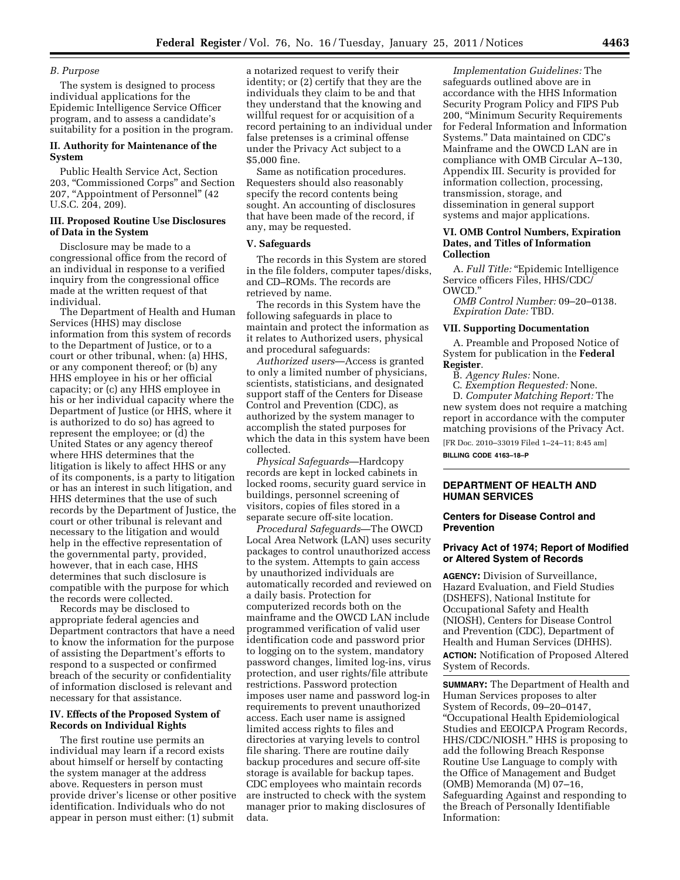### *B. Purpose*

The system is designed to process individual applications for the Epidemic Intelligence Service Officer program, and to assess a candidate's suitability for a position in the program.

### II. Authority for Maintenance of the System

Public Health Service Act, Section 203, "Commissioned Corps" and Section 207, "Appointment of Personnel" (42 U.S.C. 204, 209).

### III. Proposed Routine Use Disclosures of Data in the System

Disclosure may be made to a congressional office from the record of an individual in response to a verified inquiry from the congressional office made at the written request of that individual.

The Department of Health and Human Services (HHS) may disclose information from this system of records to the Department of Justice, or to a court or other tribunal, when: (a) HHS, or any component thereof; or (b) any HHS employee in his or her official capacity; or (c) any HHS employee in his or her individual capacity where the Department of Justice (or HHS, where it is authorized to do so) has agreed to represent the employee; or (d) the United States or any agency thereof where HHS determines that the litigation is likely to affect HHS or any of its components, is a party to litigation or has an interest in such litigation, and HHS determines that the use of such records by the Department of Justice, the court or other tribunal is relevant and necessary to the litigation and would help in the effective representation of the governmental party, provided, however, that in each case, HHS determines that such disclosure is compatible with the purpose for which the records were collected.

Records may be disclosed to appropriate federal agencies and Department contractors that have a need to know the information for the purpose of assisting the Department's efforts to respond to a suspected or confirmed breach of the security or confidentiality of information disclosed is relevant and necessary for that assistance.

### IV. Effects of the Proposed System of Records on Individual Rights

The first routine use permits an individual may learn if a record exists about himself or herself by contacting the system manager at the address above. Requesters in person must provide driver's license or other positive identification. Individuals who do not appear in person must either: (1) submit a notarized request to verify their identity; or (2) certify that they are the individuals they claim to be and that they understand that the knowing and willful request for or acquisition of a record pertaining to an individual under false pretenses is a criminal offense under the Privacy Act subject to a $5,000 fine.

Same as notification procedures. Requesters should also reasonably specify the record contents being sought. An accounting of disclosures that have been made of the record, if any, may be requested.

### V. Safeguards

The records in this System are stored in the file folders, computer tapes/disks, and CD–ROMs. The records are retrieved by name.

The records in this System have the following safeguards in place to maintain and protect the information as it relates to Authorized users, physical and procedural safeguards:

*Authorized users*—Access is granted to only a limited number of physicians, scientists, statisticians, and designated support staff of the Centers for Disease Control and Prevention (CDC), as authorized by the system manager to accomplish the stated purposes for which the data in this system have been collected.

*Physical Safeguards*—Hardcopy records are kept in locked cabinets in locked rooms, security guard service in buildings, personnel screening of visitors, copies of files stored in a separate secure off-site location.

*Procedural Safeguards*—The OWCD Local Area Network (LAN) uses security packages to control unauthorized access to the system. Attempts to gain access by unauthorized individuals are automatically recorded and reviewed on a daily basis. Protection for computerized records both on the mainframe and the OWCD LAN include programmed verification of valid user identification code and password prior to logging on to the system, mandatory password changes, limited log-ins, virus protection, and user rights/file attribute restrictions. Password protection imposes user name and password log-in requirements to prevent unauthorized access. Each user name is assigned limited access rights to files and directories at varying levels to control file sharing. There are routine daily backup procedures and secure off-site storage is available for backup tapes. CDC employees who maintain records are instructed to check with the system manager prior to making disclosures of data.

*Implementation Guidelines:* The safeguards outlined above are in accordance with the HHS Information Security Program Policy and FIPS Pub 200, "Minimum Security Requirements for Federal Information and Information Systems." Data maintained on CDC's Mainframe and the OWCD LAN are in compliance with OMB Circular A–130, Appendix III. Security is provided for information collection, processing, transmission, storage, and dissemination in general support systems and major applications.

### VI. OMB Control Numbers, Expiration Dates, and Titles of Information Collection

A. *Full Title:* "Epidemic Intelligence Service officers Files, HHS/CDC/OWCD."

*OMB Control Number:* 09–20–0138.

*Expiration Date:* TBD.

### VII. Supporting Documentation

A. Preamble and Proposed Notice of System for publication in the **Federal Register**.

B. *Agency Rules:* None.

C. *Exemption Requested:* None.

D. *Computer Matching Report:* The new system does not require a matching report in accordance with the computer matching provisions of the Privacy Act.

[FR Doc. 2010–33019 Filed 1–24–11; 8:45 am]

**BILLING CODE 4163–18–P**

---

## DEPARTMENT OF HEALTH AND HUMAN SERVICES

### Centers for Disease Control and Prevention

### Privacy Act of 1974; Report of Modified or Altered System of Records

**AGENCY:** Division of Surveillance, Hazard Evaluation, and Field Studies (DSHEFS), National Institute for Occupational Safety and Health (NIOSH), Centers for Disease Control and Prevention (CDC), Department of Health and Human Services (DHHS).

**ACTION:** Notification of Proposed Altered System of Records.

**SUMMARY:** The Department of Health and Human Services proposes to alter System of Records, 09–20–0147, "Occupational Health Epidemiological Studies and EEOICPA Program Records, HHS/CDC/NIOSH." HHS is proposing to add the following Breach Response Routine Use Language to comply with the Office of Management and Budget (OMB) Memoranda (M) 07–16, Safeguarding Against and responding to the Breach of Personally Identifiable Information: